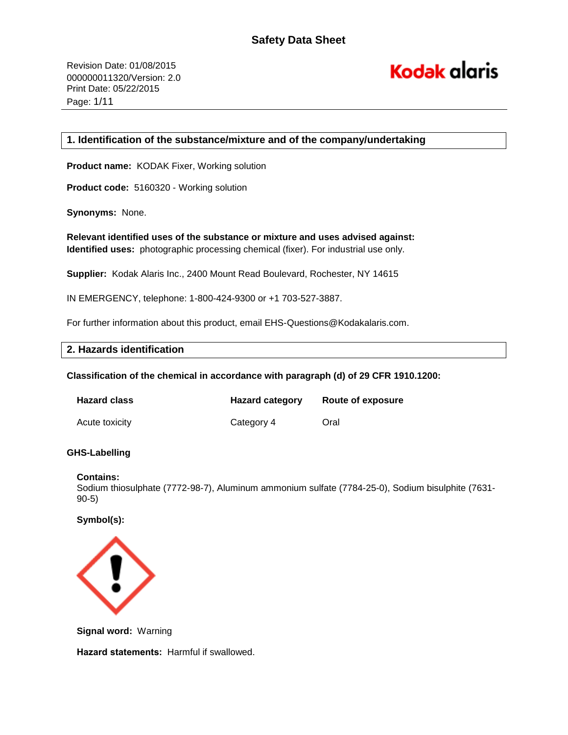# Safety Data Sheet

Revision Date: 01/08/2015
000000011320/Version: 2.0
Print Date: 05/22/2015

## 1. Identification of the substance/mixture and of the company/undertaking

**Product name:** KODAK Fixer, Working solution

**Product code:** 5160320 - Working solution

**Synonyms:** None.

**Relevant identified uses of the substance or mixture and uses advised against:**
**Identified uses:** photographic processing chemical (fixer). For industrial use only.

**Supplier:** Kodak Alaris Inc., 2400 Mount Read Boulevard, Rochester, NY 14615

IN EMERGENCY, telephone: 1-800-424-9300 or +1 703-527-3887.

For further information about this product, email EHS-Questions@Kodakalaris.com.

## 2. Hazards identification

**Classification of the chemical in accordance with paragraph (d) of 29 CFR 1910.1200:**

| Hazard class | Hazard category | Route of exposure |
| --- | --- | --- |
| Acute toxicity | Category 4 | Oral |

**GHS-Labelling**

**Contains:**
Sodium thiosulphate (7772-98-7), Aluminum ammonium sulfate (7784-25-0), Sodium bisulphite (7631-90-5)

**Symbol(s):**

**Signal word:** Warning

**Hazard statements:** Harmful if swallowed.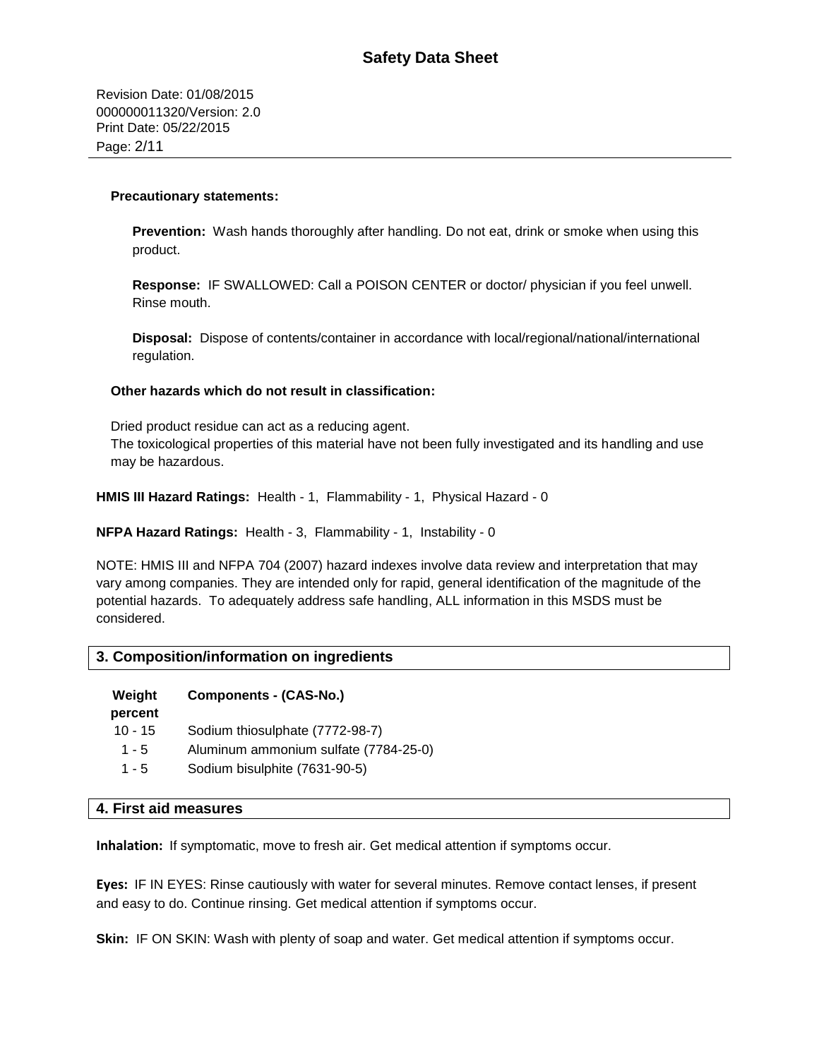**Precautionary statements:**

**Prevention:** Wash hands thoroughly after handling. Do not eat, drink or smoke when using this product.

**Response:** IF SWALLOWED: Call a POISON CENTER or doctor/ physician if you feel unwell. Rinse mouth.

**Disposal:** Dispose of contents/container in accordance with local/regional/national/international regulation.

**Other hazards which do not result in classification:**

Dried product residue can act as a reducing agent.
The toxicological properties of this material have not been fully investigated and its handling and use may be hazardous.

**HMIS III Hazard Ratings:** Health - 1, Flammability - 1, Physical Hazard - 0

**NFPA Hazard Ratings:** Health - 3, Flammability - 1, Instability - 0

NOTE: HMIS III and NFPA 704 (2007) hazard indexes involve data review and interpretation that may vary among companies. They are intended only for rapid, general identification of the magnitude of the potential hazards. To adequately address safe handling, ALL information in this MSDS must be considered.

## 3. Composition/information on ingredients

| Weight percent | Components - (CAS-No.) |
|---|---|
| 10 - 15 | Sodium thiosulphate (7772-98-7) |
| 1 - 5 | Aluminum ammonium sulfate (7784-25-0) |
| 1 - 5 | Sodium bisulphite (7631-90-5) |

## 4. First aid measures

**Inhalation:** If symptomatic, move to fresh air. Get medical attention if symptoms occur.

**Eyes:** IF IN EYES: Rinse cautiously with water for several minutes. Remove contact lenses, if present and easy to do. Continue rinsing. Get medical attention if symptoms occur.

**Skin:** IF ON SKIN: Wash with plenty of soap and water. Get medical attention if symptoms occur.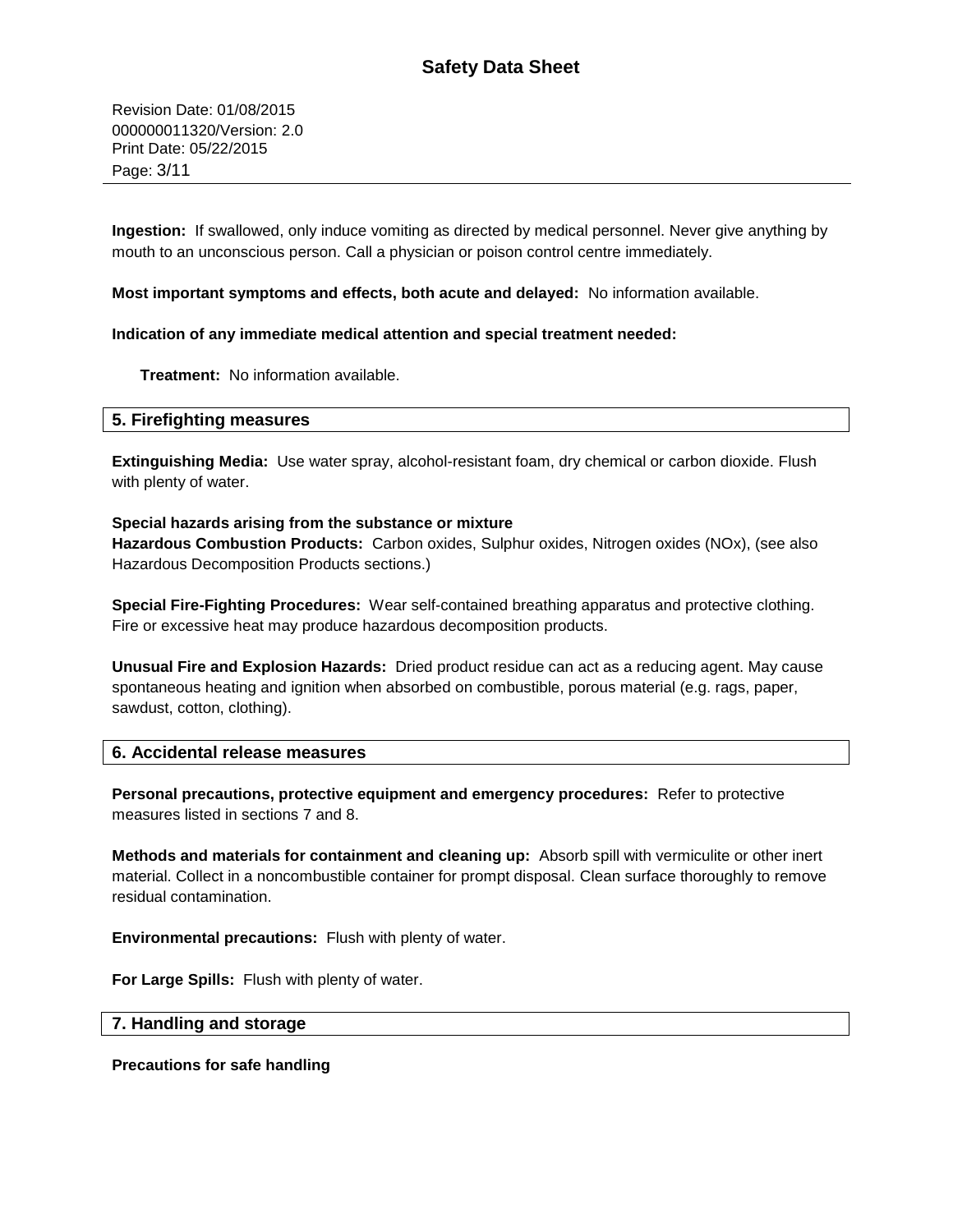**Ingestion:** If swallowed, only induce vomiting as directed by medical personnel. Never give anything by mouth to an unconscious person. Call a physician or poison control centre immediately.

**Most important symptoms and effects, both acute and delayed:** No information available.

**Indication of any immediate medical attention and special treatment needed:**

**Treatment:** No information available.

## 5. Firefighting measures

**Extinguishing Media:** Use water spray, alcohol-resistant foam, dry chemical or carbon dioxide. Flush with plenty of water.

**Special hazards arising from the substance or mixture**
**Hazardous Combustion Products:** Carbon oxides, Sulphur oxides, Nitrogen oxides (NOx), (see also Hazardous Decomposition Products sections.)

**Special Fire-Fighting Procedures:** Wear self-contained breathing apparatus and protective clothing. Fire or excessive heat may produce hazardous decomposition products.

**Unusual Fire and Explosion Hazards:** Dried product residue can act as a reducing agent. May cause spontaneous heating and ignition when absorbed on combustible, porous material (e.g. rags, paper, sawdust, cotton, clothing).

## 6. Accidental release measures

**Personal precautions, protective equipment and emergency procedures:** Refer to protective measures listed in sections 7 and 8.

**Methods and materials for containment and cleaning up:** Absorb spill with vermiculite or other inert material. Collect in a noncombustible container for prompt disposal. Clean surface thoroughly to remove residual contamination.

**Environmental precautions:** Flush with plenty of water.

**For Large Spills:** Flush with plenty of water.

## 7. Handling and storage

**Precautions for safe handling**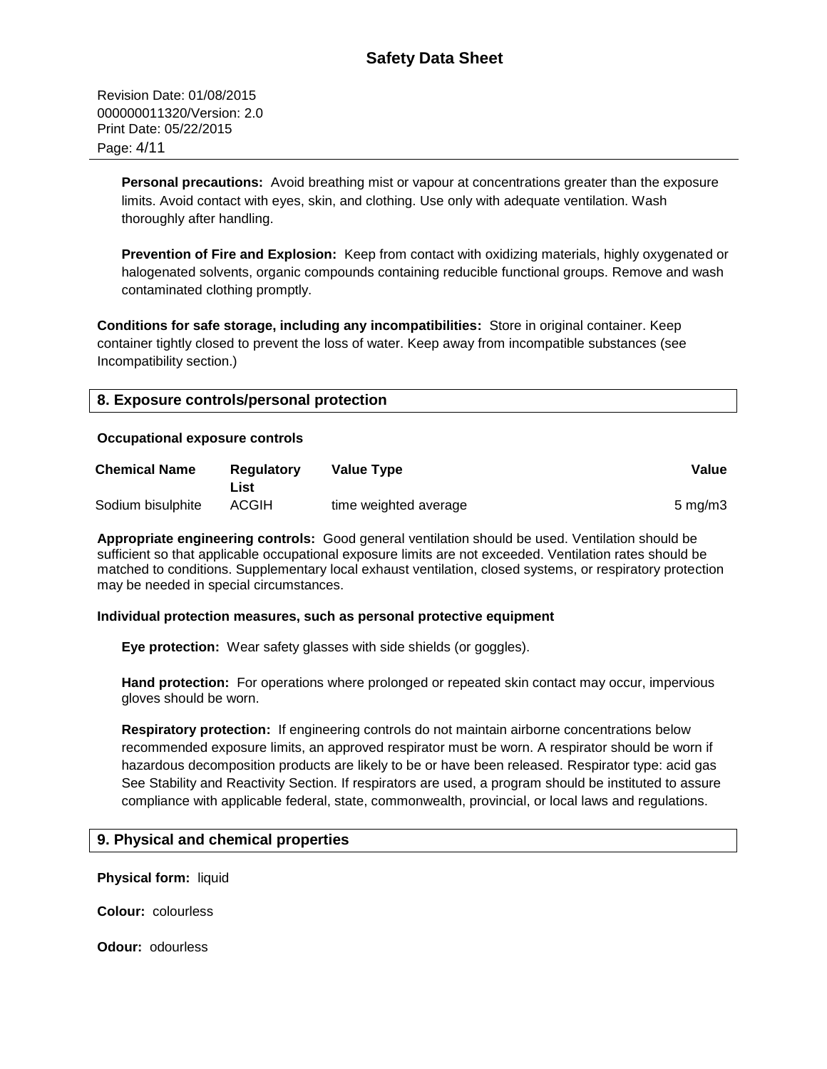**Personal precautions:** Avoid breathing mist or vapour at concentrations greater than the exposure limits. Avoid contact with eyes, skin, and clothing. Use only with adequate ventilation. Wash thoroughly after handling.

**Prevention of Fire and Explosion:** Keep from contact with oxidizing materials, highly oxygenated or halogenated solvents, organic compounds containing reducible functional groups. Remove and wash contaminated clothing promptly.

**Conditions for safe storage, including any incompatibilities:** Store in original container. Keep container tightly closed to prevent the loss of water. Keep away from incompatible substances (see Incompatibility section.)

## 8. Exposure controls/personal protection

**Occupational exposure controls**

| Chemical Name | Regulatory List | Value Type | Value |
|---|---|---|---|
| Sodium bisulphite | ACGIH | time weighted average | 5 mg/m3 |

**Appropriate engineering controls:** Good general ventilation should be used. Ventilation should be sufficient so that applicable occupational exposure limits are not exceeded. Ventilation rates should be matched to conditions. Supplementary local exhaust ventilation, closed systems, or respiratory protection may be needed in special circumstances.

**Individual protection measures, such as personal protective equipment**

**Eye protection:** Wear safety glasses with side shields (or goggles).

**Hand protection:** For operations where prolonged or repeated skin contact may occur, impervious gloves should be worn.

**Respiratory protection:** If engineering controls do not maintain airborne concentrations below recommended exposure limits, an approved respirator must be worn. A respirator should be worn if hazardous decomposition products are likely to be or have been released. Respirator type: acid gas See Stability and Reactivity Section. If respirators are used, a program should be instituted to assure compliance with applicable federal, state, commonwealth, provincial, or local laws and regulations.

## 9. Physical and chemical properties

**Physical form:** liquid

**Colour:** colourless

**Odour:** odourless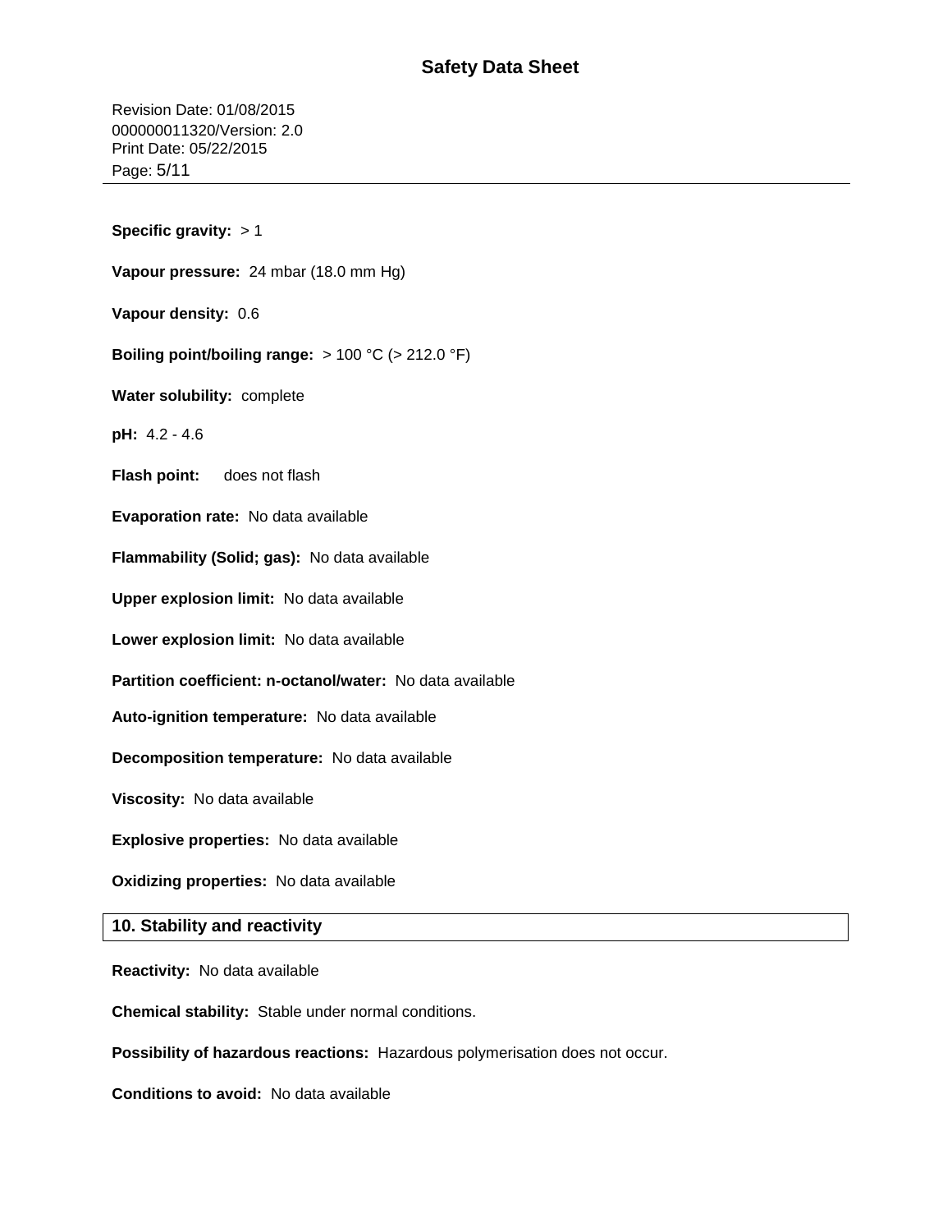**Specific gravity:** > 1

**Vapour pressure:** 24 mbar (18.0 mm Hg)

**Vapour density:** 0.6

**Boiling point/boiling range:** > 100 °C (> 212.0 °F)

**Water solubility:** complete

**pH:** 4.2 - 4.6

**Flash point:** does not flash

**Evaporation rate:** No data available

**Flammability (Solid; gas):** No data available

**Upper explosion limit:** No data available

**Lower explosion limit:** No data available

**Partition coefficient: n-octanol/water:** No data available

**Auto-ignition temperature:** No data available

**Decomposition temperature:** No data available

**Viscosity:** No data available

**Explosive properties:** No data available

**Oxidizing properties:** No data available

## 10. Stability and reactivity

**Reactivity:** No data available

**Chemical stability:** Stable under normal conditions.

**Possibility of hazardous reactions:** Hazardous polymerisation does not occur.

**Conditions to avoid:** No data available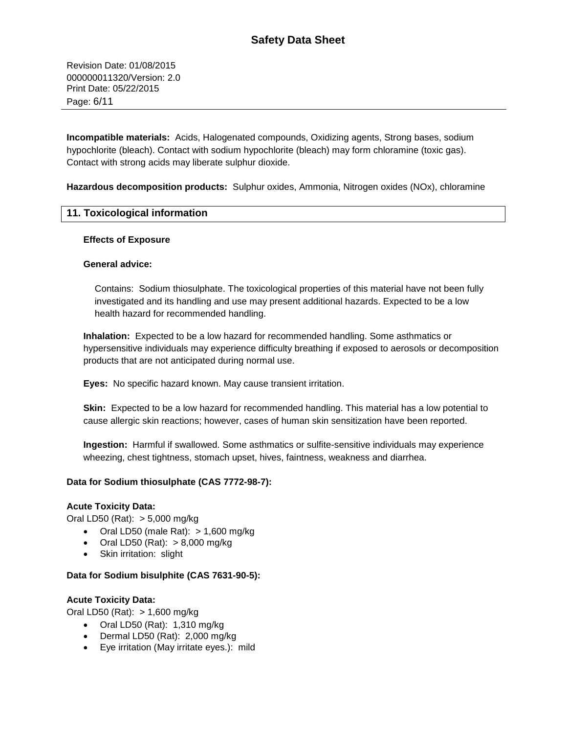**Incompatible materials:** Acids, Halogenated compounds, Oxidizing agents, Strong bases, sodium hypochlorite (bleach). Contact with sodium hypochlorite (bleach) may form chloramine (toxic gas). Contact with strong acids may liberate sulphur dioxide.

**Hazardous decomposition products:** Sulphur oxides, Ammonia, Nitrogen oxides (NOx), chloramine

## 11. Toxicological information

### Effects of Exposure

**General advice:**

Contains: Sodium thiosulphate. The toxicological properties of this material have not been fully investigated and its handling and use may present additional hazards. Expected to be a low health hazard for recommended handling.

**Inhalation:** Expected to be a low hazard for recommended handling. Some asthmatics or hypersensitive individuals may experience difficulty breathing if exposed to aerosols or decomposition products that are not anticipated during normal use.

**Eyes:** No specific hazard known. May cause transient irritation.

**Skin:** Expected to be a low hazard for recommended handling. This material has a low potential to cause allergic skin reactions; however, cases of human skin sensitization have been reported.

**Ingestion:** Harmful if swallowed. Some asthmatics or sulfite-sensitive individuals may experience wheezing, chest tightness, stomach upset, hives, faintness, weakness and diarrhea.

**Data for Sodium thiosulphate (CAS 7772-98-7):**

**Acute Toxicity Data:**

Oral LD50 (Rat): > 5,000 mg/kg

- Oral LD50 (male Rat): > 1,600 mg/kg
- Oral LD50 (Rat): > 8,000 mg/kg
- Skin irritation: slight

**Data for Sodium bisulphite (CAS 7631-90-5):**

**Acute Toxicity Data:**

Oral LD50 (Rat): > 1,600 mg/kg

- Oral LD50 (Rat): 1,310 mg/kg
- Dermal LD50 (Rat): 2,000 mg/kg
- Eye irritation (May irritate eyes.): mild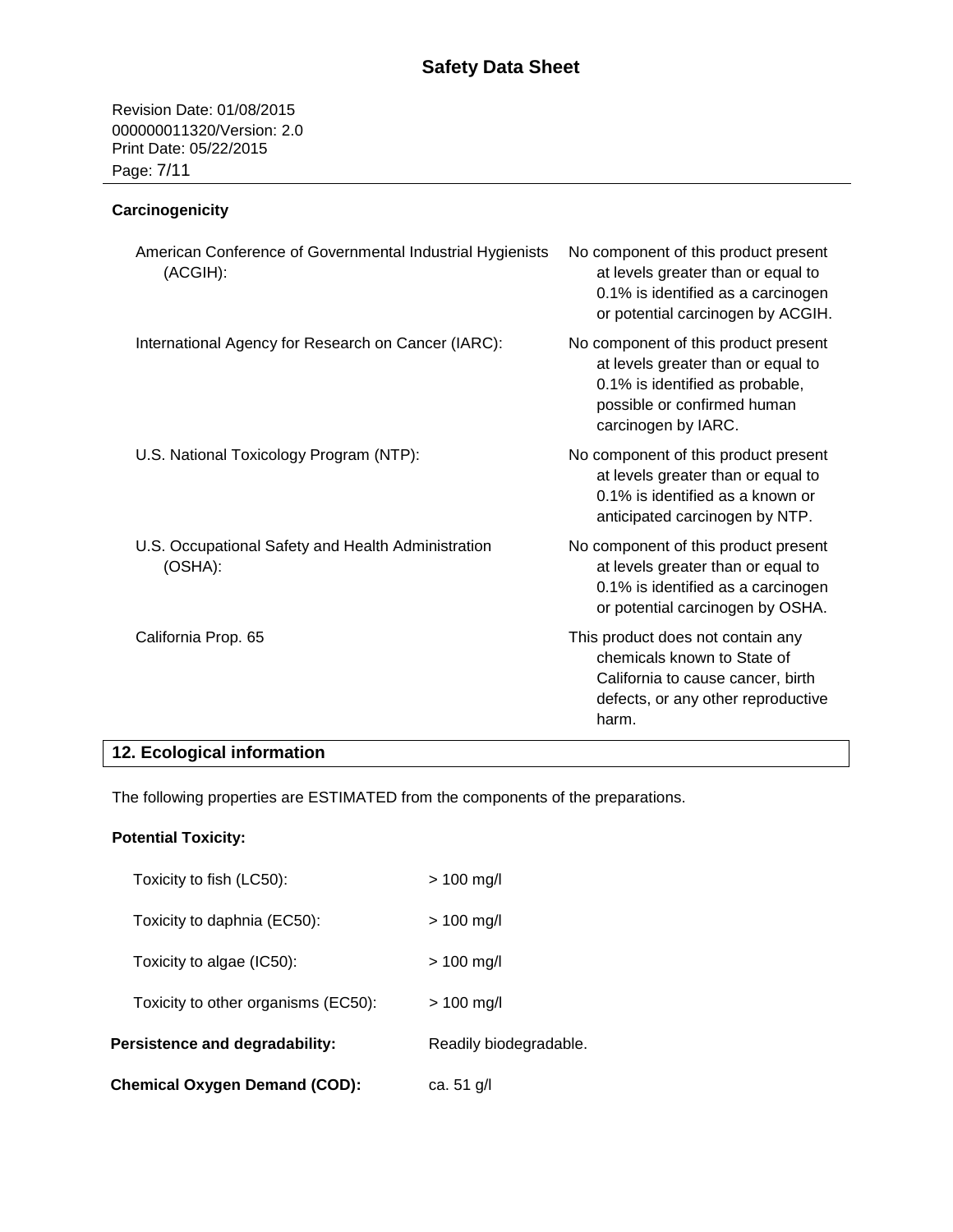**Carcinogenicity**

| | |
|---|---|
| American Conference of Governmental Industrial Hygienists (ACGIH): | No component of this product present at levels greater than or equal to 0.1% is identified as a carcinogen or potential carcinogen by ACGIH. |
| International Agency for Research on Cancer (IARC): | No component of this product present at levels greater than or equal to 0.1% is identified as probable, possible or confirmed human carcinogen by IARC. |
| U.S. National Toxicology Program (NTP): | No component of this product present at levels greater than or equal to 0.1% is identified as a known or anticipated carcinogen by NTP. |
| U.S. Occupational Safety and Health Administration (OSHA): | No component of this product present at levels greater than or equal to 0.1% is identified as a carcinogen or potential carcinogen by OSHA. |
| California Prop. 65 | This product does not contain any chemicals known to State of California to cause cancer, birth defects, or any other reproductive harm. |

## 12. Ecological information

The following properties are ESTIMATED from the components of the preparations.

**Potential Toxicity:**

| | |
|---|---|
| Toxicity to fish (LC50): | > 100 mg/l |
| Toxicity to daphnia (EC50): | > 100 mg/l |
| Toxicity to algae (IC50): | > 100 mg/l |
| Toxicity to other organisms (EC50): | > 100 mg/l |

**Persistence and degradability:** Readily biodegradable.

**Chemical Oxygen Demand (COD):** ca. 51 g/l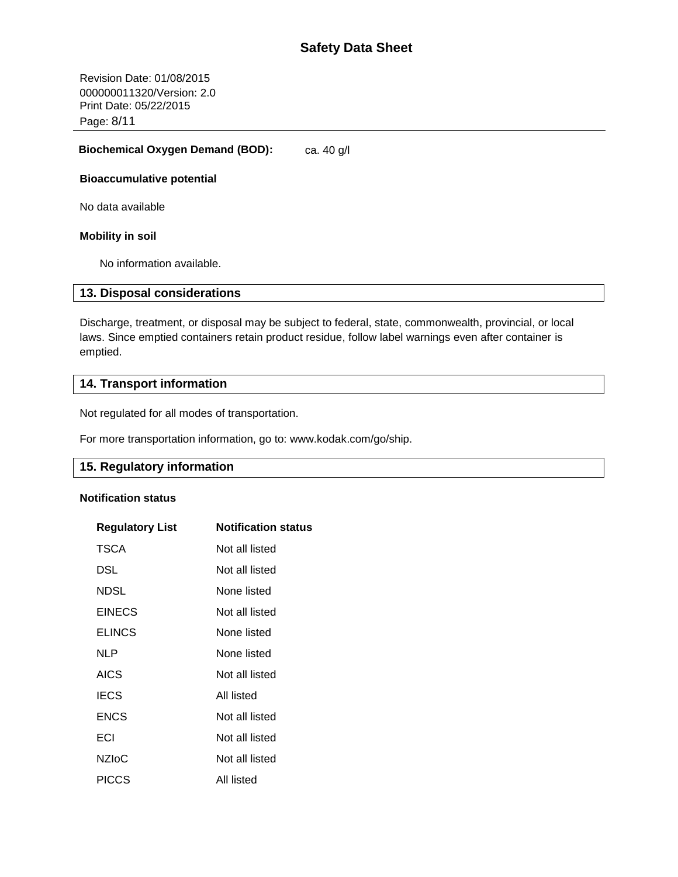**Biochemical Oxygen Demand (BOD):** ca. 40 g/l

**Bioaccumulative potential**

No data available

**Mobility in soil**

No information available.

## 13. Disposal considerations

Discharge, treatment, or disposal may be subject to federal, state, commonwealth, provincial, or local laws. Since emptied containers retain product residue, follow label warnings even after container is emptied.

## 14. Transport information

Not regulated for all modes of transportation.

For more transportation information, go to: www.kodak.com/go/ship.

## 15. Regulatory information

**Notification status**

| Regulatory List | Notification status |
|---|---|
| TSCA | Not all listed |
| DSL | Not all listed |
| NDSL | None listed |
| EINECS | Not all listed |
| ELINCS | None listed |
| NLP | None listed |
| AICS | Not all listed |
| IECS | All listed |
| ENCS | Not all listed |
| ECI | Not all listed |
| NZIoC | Not all listed |
| PICCS | All listed |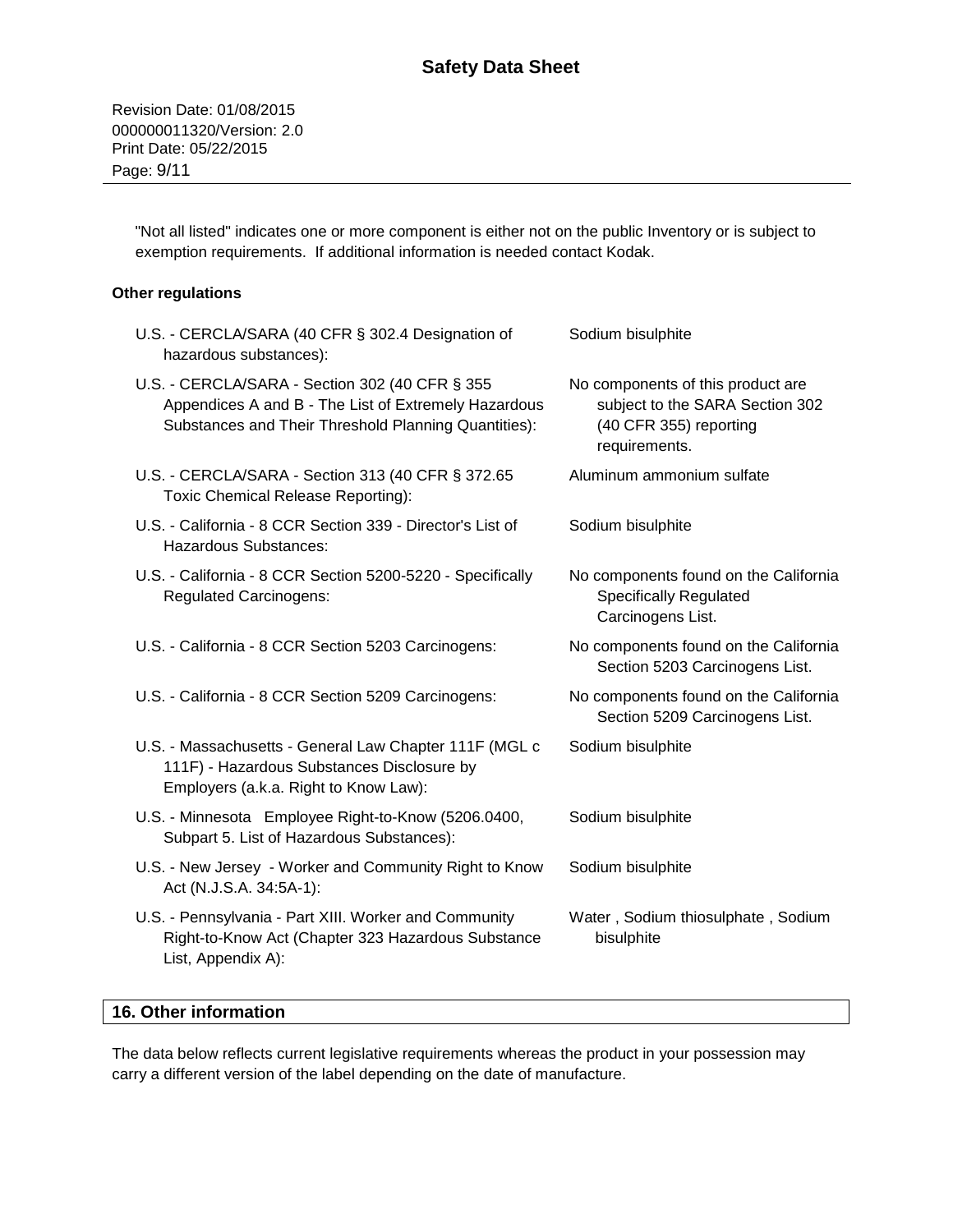"Not all listed" indicates one or more component is either not on the public Inventory or is subject to exemption requirements. If additional information is needed contact Kodak.

**Other regulations**

| | |
|---|---|
| U.S. - CERCLA/SARA (40 CFR § 302.4 Designation of hazardous substances): | Sodium bisulphite |
| U.S. - CERCLA/SARA - Section 302 (40 CFR § 355 Appendices A and B - The List of Extremely Hazardous Substances and Their Threshold Planning Quantities): | No components of this product are subject to the SARA Section 302 (40 CFR 355) reporting requirements. |
| U.S. - CERCLA/SARA - Section 313 (40 CFR § 372.65 Toxic Chemical Release Reporting): | Aluminum ammonium sulfate |
| U.S. - California - 8 CCR Section 339 - Director's List of Hazardous Substances: | Sodium bisulphite |
| U.S. - California - 8 CCR Section 5200-5220 - Specifically Regulated Carcinogens: | No components found on the California Specifically Regulated Carcinogens List. |
| U.S. - California - 8 CCR Section 5203 Carcinogens: | No components found on the California Section 5203 Carcinogens List. |
| U.S. - California - 8 CCR Section 5209 Carcinogens: | No components found on the California Section 5209 Carcinogens List. |
| U.S. - Massachusetts - General Law Chapter 111F (MGL c 111F) - Hazardous Substances Disclosure by Employers (a.k.a. Right to Know Law): | Sodium bisulphite |
| U.S. - Minnesota Employee Right-to-Know (5206.0400, Subpart 5. List of Hazardous Substances): | Sodium bisulphite |
| U.S. - New Jersey - Worker and Community Right to Know Act (N.J.S.A. 34:5A-1): | Sodium bisulphite |
| U.S. - Pennsylvania - Part XIII. Worker and Community Right-to-Know Act (Chapter 323 Hazardous Substance List, Appendix A): | Water , Sodium thiosulphate , Sodium bisulphite |

## 16. Other information

The data below reflects current legislative requirements whereas the product in your possession may carry a different version of the label depending on the date of manufacture.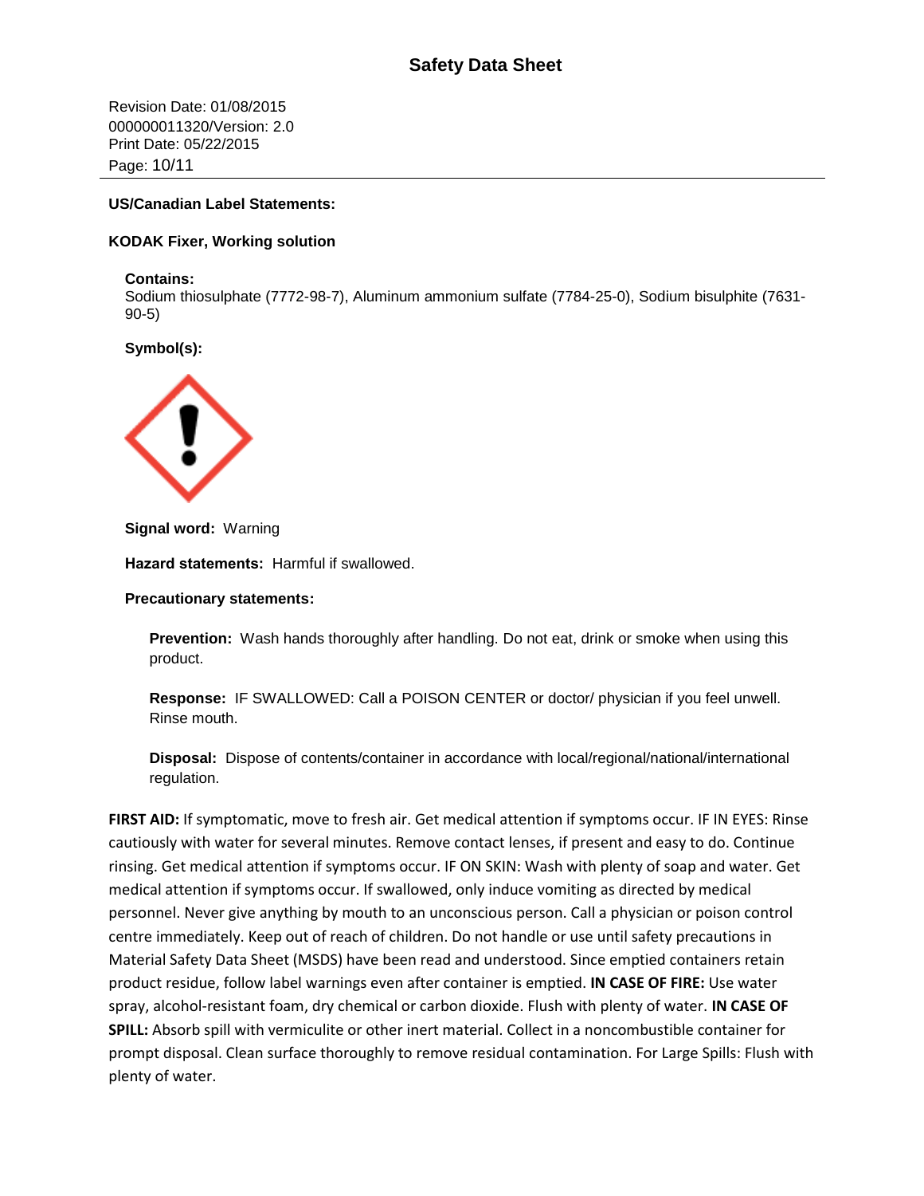**US/Canadian Label Statements:**

**KODAK Fixer, Working solution**

**Contains:**
Sodium thiosulphate (7772-98-7), Aluminum ammonium sulfate (7784-25-0), Sodium bisulphite (7631-90-5)

**Symbol(s):**

**Signal word:** Warning

**Hazard statements:** Harmful if swallowed.

**Precautionary statements:**

**Prevention:** Wash hands thoroughly after handling. Do not eat, drink or smoke when using this product.

**Response:** IF SWALLOWED: Call a POISON CENTER or doctor/ physician if you feel unwell. Rinse mouth.

**Disposal:** Dispose of contents/container in accordance with local/regional/national/international regulation.

**FIRST AID:** If symptomatic, move to fresh air. Get medical attention if symptoms occur. IF IN EYES: Rinse cautiously with water for several minutes. Remove contact lenses, if present and easy to do. Continue rinsing. Get medical attention if symptoms occur. IF ON SKIN: Wash with plenty of soap and water. Get medical attention if symptoms occur. If swallowed, only induce vomiting as directed by medical personnel. Never give anything by mouth to an unconscious person. Call a physician or poison control centre immediately. Keep out of reach of children. Do not handle or use until safety precautions in Material Safety Data Sheet (MSDS) have been read and understood. Since emptied containers retain product residue, follow label warnings even after container is emptied. **IN CASE OF FIRE:** Use water spray, alcohol-resistant foam, dry chemical or carbon dioxide. Flush with plenty of water. **IN CASE OF SPILL:** Absorb spill with vermiculite or other inert material. Collect in a noncombustible container for prompt disposal. Clean surface thoroughly to remove residual contamination. For Large Spills: Flush with plenty of water.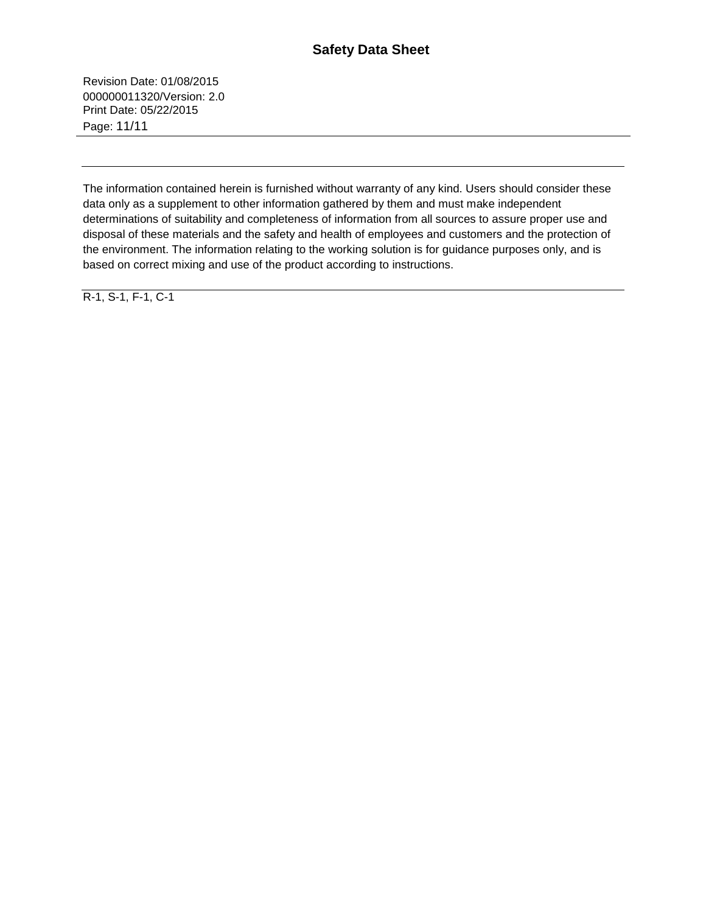The information contained herein is furnished without warranty of any kind. Users should consider these data only as a supplement to other information gathered by them and must make independent determinations of suitability and completeness of information from all sources to assure proper use and disposal of these materials and the safety and health of employees and customers and the protection of the environment. The information relating to the working solution is for guidance purposes only, and is based on correct mixing and use of the product according to instructions.

R-1, S-1, F-1, C-1